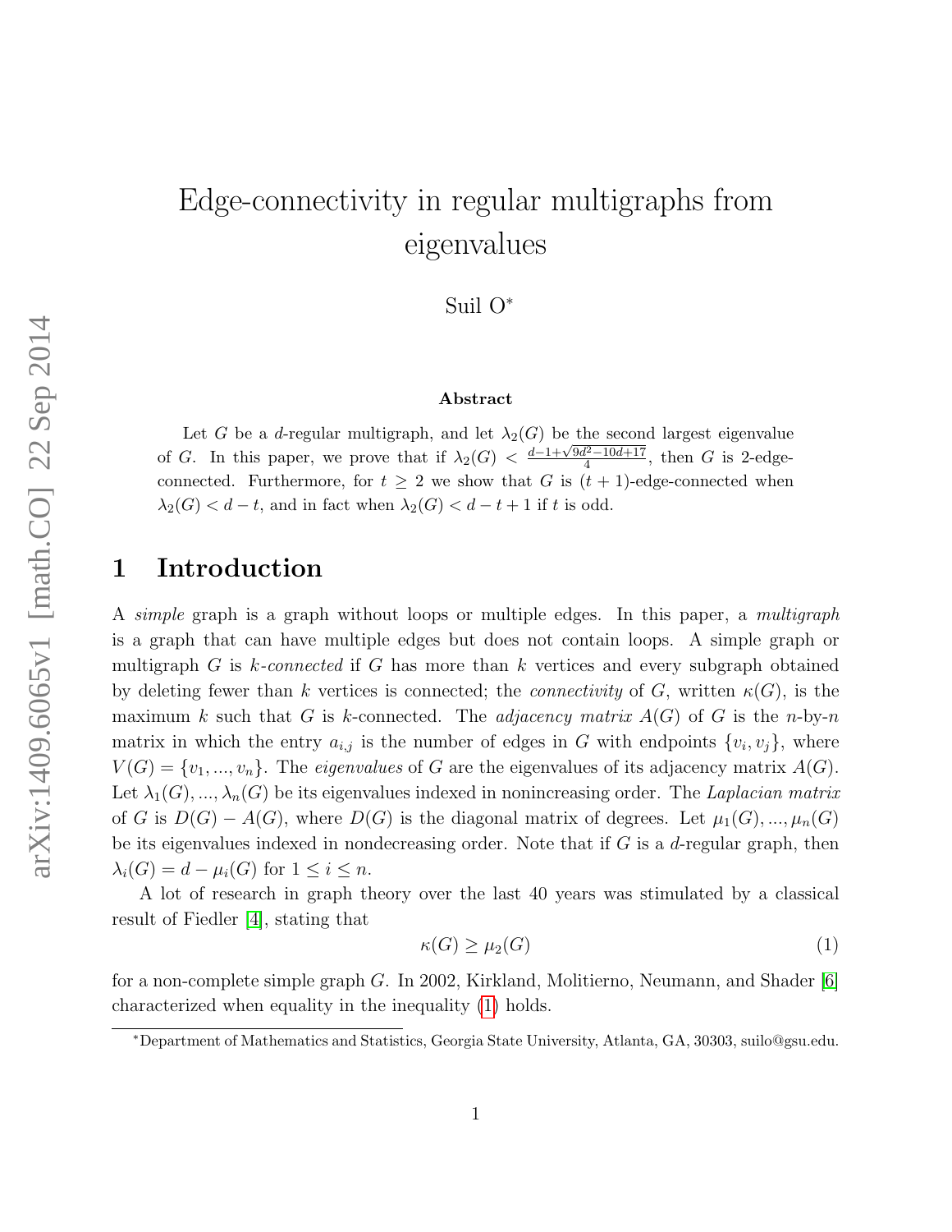# Edge-connectivity in regular multigraphs from eigenvalues

Suil O*

**Abstract**

Let $G$ be a $d$-regular multigraph, and let $\lambda_2(G)$ be the second largest eigenvalue of $G$. In this paper, we prove that if $\lambda_2(G) < \frac{d-1+\sqrt{9d^2-10d+17}}{4}$, then $G$ is 2-edge-connected. Furthermore, for $t \ge 2$ we show that $G$ is $(t+1)$-edge-connected when $\lambda_2(G) < d - t$, and in fact when $\lambda_2(G) < d - t + 1$ if $t$ is odd.

## 1 Introduction

A *simple* graph is a graph without loops or multiple edges. In this paper, a *multigraph* is a graph that can have multiple edges but does not contain loops. A simple graph or multigraph $G$ is *k-connected* if $G$ has more than $k$ vertices and every subgraph obtained by deleting fewer than $k$ vertices is connected; the *connectivity* of $G$, written $\kappa(G)$, is the maximum $k$ such that $G$ is $k$-connected. The *adjacency matrix* $A(G)$ of $G$ is the $n$-by-$n$ matrix in which the entry $a_{i,j}$ is the number of edges in $G$ with endpoints $\{v_i, v_j\}$, where $V(G) = \{v_1, ..., v_n\}$. The *eigenvalues* of $G$ are the eigenvalues of its adjacency matrix $A(G)$. Let $\lambda_1(G), ..., \lambda_n(G)$ be its eigenvalues indexed in nonincreasing order. The *Laplacian matrix* of $G$ is $D(G) - A(G)$, where $D(G)$ is the diagonal matrix of degrees. Let $\mu_1(G), ..., \mu_n(G)$ be its eigenvalues indexed in nondecreasing order. Note that if $G$ is a $d$-regular graph, then $\lambda_i(G) = d - \mu_i(G)$ for $1 \le i \le n$.

A lot of research in graph theory over the last 40 years was stimulated by a classical result of Fiedler [4], stating that

$$\kappa(G) \ge \mu_2(G) \tag{1}$$

for a non-complete simple graph $G$. In 2002, Kirkland, Molitierno, Neumann, and Shader [6] characterized when equality in the inequality (1) holds.

*Department of Mathematics and Statistics, Georgia State University, Atlanta, GA, 30303, suilo@gsu.edu.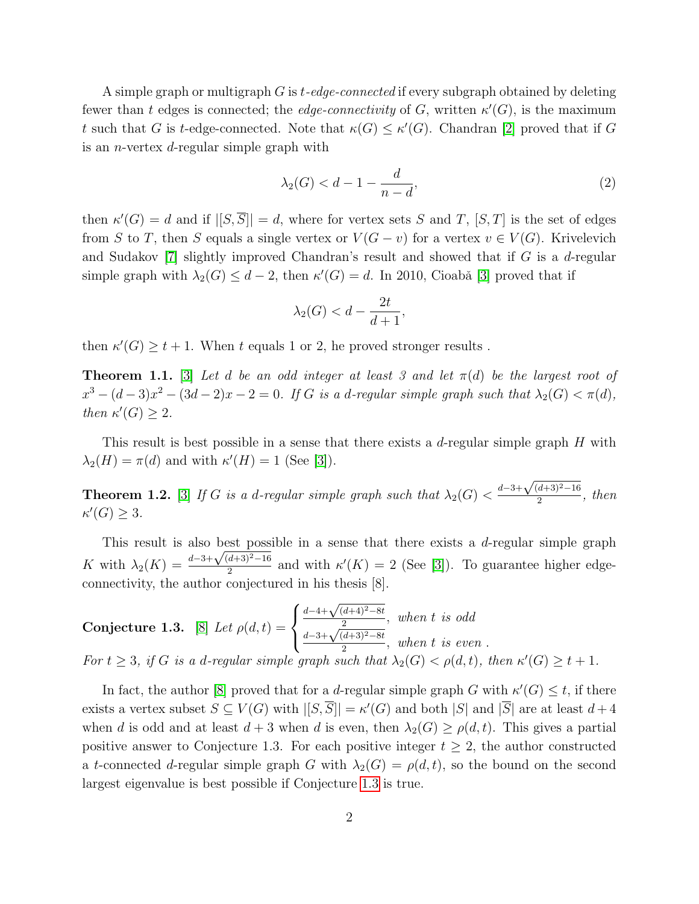A simple graph or multigraph $G$ is *$t$-edge-connected* if every subgraph obtained by deleting fewer than $t$ edges is connected; the *edge-connectivity* of $G$, written $\kappa'(G)$, is the maximum $t$ such that $G$ is $t$-edge-connected. Note that $\kappa(G) \leq \kappa'(G)$. Chandran [2] proved that if $G$ is an $n$-vertex $d$-regular simple graph with

$$\lambda_2(G) < d - 1 - \frac{d}{n-d}, \tag{2}$$

then $\kappa'(G) = d$ and if $|[S, \overline{S}]| = d$, where for vertex sets $S$ and $T$, $[S,T]$ is the set of edges from $S$ to $T$, then $S$ equals a single vertex or $V(G-v)$ for a vertex $v \in V(G)$. Krivelevich and Sudakov [7] slightly improved Chandran's result and showed that if $G$ is a $d$-regular simple graph with $\lambda_2(G) \leq d-2$, then $\kappa'(G) = d$. In 2010, Cioabă [3] proved that if

$$\lambda_2(G) < d - \frac{2t}{d+1},$$

then $\kappa'(G) \geq t+1$. When $t$ equals 1 or 2, he proved stronger results .

**Theorem 1.1.** [3] *Let $d$ be an odd integer at least 3 and let $\pi(d)$ be the largest root of $x^3 - (d-3)x^2 - (3d-2)x - 2 = 0$. If $G$ is a $d$-regular simple graph such that $\lambda_2(G) < \pi(d)$, then $\kappa'(G) \geq 2$.*

This result is best possible in a sense that there exists a $d$-regular simple graph $H$ with $\lambda_2(H) = \pi(d)$ and with $\kappa'(H) = 1$ (See [3]).

**Theorem 1.2.** [3] *If $G$ is a $d$-regular simple graph such that $\lambda_2(G) < \frac{d-3+\sqrt{(d+3)^2-16}}{2}$, then $\kappa'(G) \geq 3$.*

This result is also best possible in a sense that there exists a $d$-regular simple graph $K$ with $\lambda_2(K) = \frac{d-3+\sqrt{(d+3)^2-16}}{2}$ and with $\kappa'(K) = 2$ (See [3]). To guarantee higher edge-connectivity, the author conjectured in his thesis [8].

**Conjecture 1.3.** [8] *Let* $\rho(d,t) = \begin{cases} \frac{d-4+\sqrt{(d+4)^2-8t}}{2}, & \text{when } t \text{ is odd} \\ \frac{d-3+\sqrt{(d+3)^2-8t}}{2}, & \text{when } t \text{ is even} . \end{cases}$
*For $t \geq 3$, if $G$ is a $d$-regular simple graph such that $\lambda_2(G) < \rho(d,t)$, then $\kappa'(G) \geq t+1$.*

In fact, the author [8] proved that for a $d$-regular simple graph $G$ with $\kappa'(G) \leq t$, if there exists a vertex subset $S \subseteq V(G)$ with $|[S, \overline{S}]| = \kappa'(G)$ and both $|S|$ and $|\overline{S}|$ are at least $d+4$ when $d$ is odd and at least $d+3$ when $d$ is even, then $\lambda_2(G) \geq \rho(d,t)$. This gives a partial positive answer to Conjecture 1.3. For each positive integer $t \geq 2$, the author constructed a $t$-connected $d$-regular simple graph $G$ with $\lambda_2(G) = \rho(d,t)$, so the bound on the second largest eigenvalue is best possible if Conjecture 1.3 is true.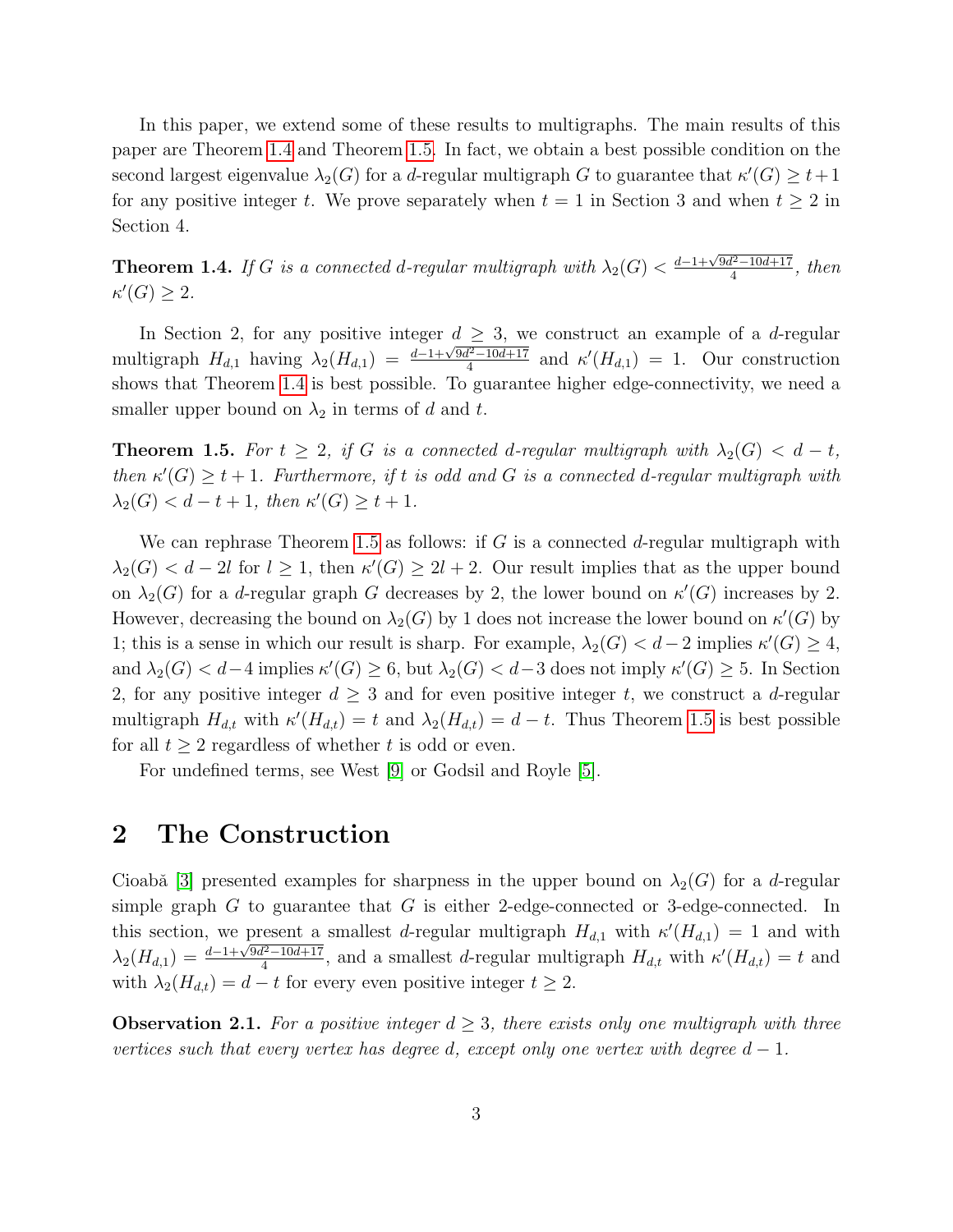In this paper, we extend some of these results to multigraphs. The main results of this paper are Theorem 1.4 and Theorem 1.5. In fact, we obtain a best possible condition on the second largest eigenvalue $\lambda_2(G)$ for a $d$-regular multigraph $G$ to guarantee that $\kappa'(G) \geq t+1$ for any positive integer $t$. We prove separately when $t = 1$ in Section 3 and when $t \geq 2$ in Section 4.

**Theorem 1.4.** *If $G$ is a connected $d$-regular multigraph with $\lambda_2(G) < \frac{d-1+\sqrt{9d^2-10d+17}}{4}$, then $\kappa'(G) \geq 2$.*

In Section 2, for any positive integer $d \geq 3$, we construct an example of a $d$-regular multigraph $H_{d,1}$ having $\lambda_2(H_{d,1}) = \frac{d-1+\sqrt{9d^2-10d+17}}{4}$ and $\kappa'(H_{d,1}) = 1$. Our construction shows that Theorem 1.4 is best possible. To guarantee higher edge-connectivity, we need a smaller upper bound on $\lambda_2$ in terms of $d$ and $t$.

**Theorem 1.5.** *For $t \geq 2$, if $G$ is a connected $d$-regular multigraph with $\lambda_2(G) < d - t$, then $\kappa'(G) \geq t+1$. Furthermore, if $t$ is odd and $G$ is a connected $d$-regular multigraph with $\lambda_2(G) < d - t + 1$, then $\kappa'(G) \geq t + 1$.*

We can rephrase Theorem 1.5 as follows: if $G$ is a connected $d$-regular multigraph with $\lambda_2(G) < d - 2l$ for $l \geq 1$, then $\kappa'(G) \geq 2l + 2$. Our result implies that as the upper bound on $\lambda_2(G)$ for a $d$-regular graph $G$ decreases by 2, the lower bound on $\kappa'(G)$ increases by 2. However, decreasing the bound on $\lambda_2(G)$ by 1 does not increase the lower bound on $\kappa'(G)$ by 1; this is a sense in which our result is sharp. For example, $\lambda_2(G) < d-2$ implies $\kappa'(G) \geq 4$, and $\lambda_2(G) < d-4$ implies $\kappa'(G) \geq 6$, but $\lambda_2(G) < d-3$ does not imply $\kappa'(G) \geq 5$. In Section 2, for any positive integer $d \geq 3$ and for even positive integer $t$, we construct a $d$-regular multigraph $H_{d,t}$ with $\kappa'(H_{d,t}) = t$ and $\lambda_2(H_{d,t}) = d - t$. Thus Theorem 1.5 is best possible for all $t \geq 2$ regardless of whether $t$ is odd or even.

For undefined terms, see West [9] or Godsil and Royle [5].

## 2 The Construction

Cioabă [3] presented examples for sharpness in the upper bound on $\lambda_2(G)$ for a $d$-regular simple graph $G$ to guarantee that $G$ is either 2-edge-connected or 3-edge-connected. In this section, we present a smallest $d$-regular multigraph $H_{d,1}$ with $\kappa'(H_{d,1}) = 1$ and with $\lambda_2(H_{d,1}) = \frac{d-1+\sqrt{9d^2-10d+17}}{4}$, and a smallest $d$-regular multigraph $H_{d,t}$ with $\kappa'(H_{d,t}) = t$ and with $\lambda_2(H_{d,t}) = d - t$ for every even positive integer $t \geq 2$.

**Observation 2.1.** *For a positive integer $d \geq 3$, there exists only one multigraph with three vertices such that every vertex has degree $d$, except only one vertex with degree $d - 1$.*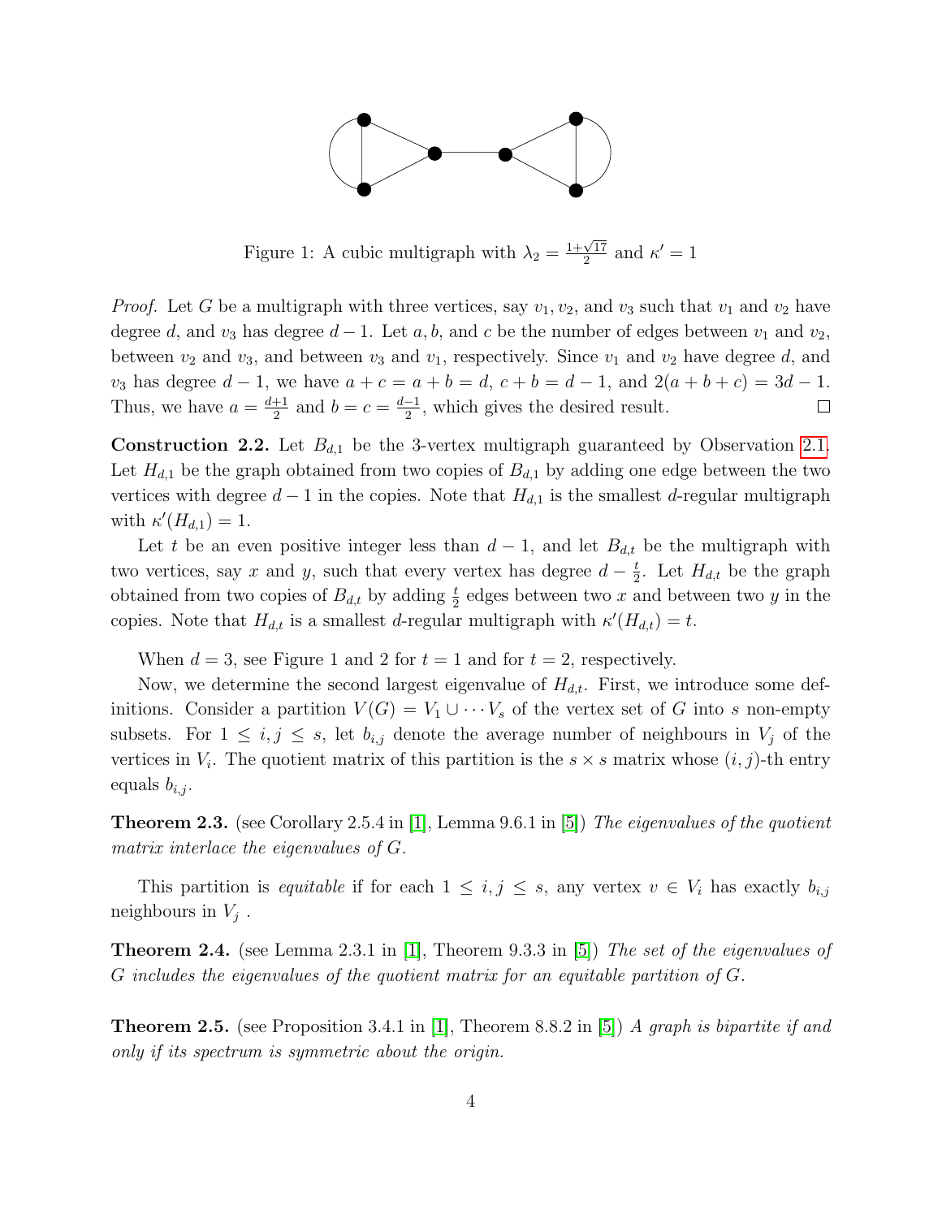Figure 1: A cubic multigraph with $\lambda_2 = \frac{1+\sqrt{17}}{2}$ and $\kappa' = 1$

*Proof.* Let $G$ be a multigraph with three vertices, say $v_1, v_2$, and $v_3$ such that $v_1$ and $v_2$ have degree $d$, and $v_3$ has degree $d-1$. Let $a, b$, and $c$ be the number of edges between $v_1$ and $v_2$, between $v_2$ and $v_3$, and between $v_3$ and $v_1$, respectively. Since $v_1$ and $v_2$ have degree $d$, and $v_3$ has degree $d-1$, we have $a+c = a+b = d$, $c+b = d-1$, and $2(a+b+c) = 3d-1$. Thus, we have $a = \frac{d+1}{2}$ and $b = c = \frac{d-1}{2}$, which gives the desired result. □

**Construction 2.2.** Let $B_{d,1}$ be the 3-vertex multigraph guaranteed by Observation 2.1. Let $H_{d,1}$ be the graph obtained from two copies of $B_{d,1}$ by adding one edge between the two vertices with degree $d-1$ in the copies. Note that $H_{d,1}$ is the smallest $d$-regular multigraph with $\kappa'(H_{d,1}) = 1$.

Let $t$ be an even positive integer less than $d-1$, and let $B_{d,t}$ be the multigraph with two vertices, say $x$ and $y$, such that every vertex has degree $d - \frac{t}{2}$. Let $H_{d,t}$ be the graph obtained from two copies of $B_{d,t}$ by adding $\frac{t}{2}$ edges between two $x$ and between two $y$ in the copies. Note that $H_{d,t}$ is a smallest $d$-regular multigraph with $\kappa'(H_{d,t}) = t$.

When $d = 3$, see Figure 1 and 2 for $t = 1$ and for $t = 2$, respectively.

Now, we determine the second largest eigenvalue of $H_{d,t}$. First, we introduce some definitions. Consider a partition $V(G) = V_1 \cup \cdots V_s$ of the vertex set of $G$ into $s$ non-empty subsets. For $1 \leq i, j \leq s$, let $b_{i,j}$ denote the average number of neighbours in $V_j$ of the vertices in $V_i$. The quotient matrix of this partition is the $s \times s$ matrix whose $(i, j)$-th entry equals $b_{i,j}$.

**Theorem 2.3.** (see Corollary 2.5.4 in [1], Lemma 9.6.1 in [5]) *The eigenvalues of the quotient matrix interlace the eigenvalues of $G$.*

This partition is *equitable* if for each $1 \leq i, j \leq s$, any vertex $v \in V_i$ has exactly $b_{i,j}$ neighbours in $V_j$.

**Theorem 2.4.** (see Lemma 2.3.1 in [1], Theorem 9.3.3 in [5]) *The set of the eigenvalues of $G$ includes the eigenvalues of the quotient matrix for an equitable partition of $G$.*

**Theorem 2.5.** (see Proposition 3.4.1 in [1], Theorem 8.8.2 in [5]) *A graph is bipartite if and only if its spectrum is symmetric about the origin.*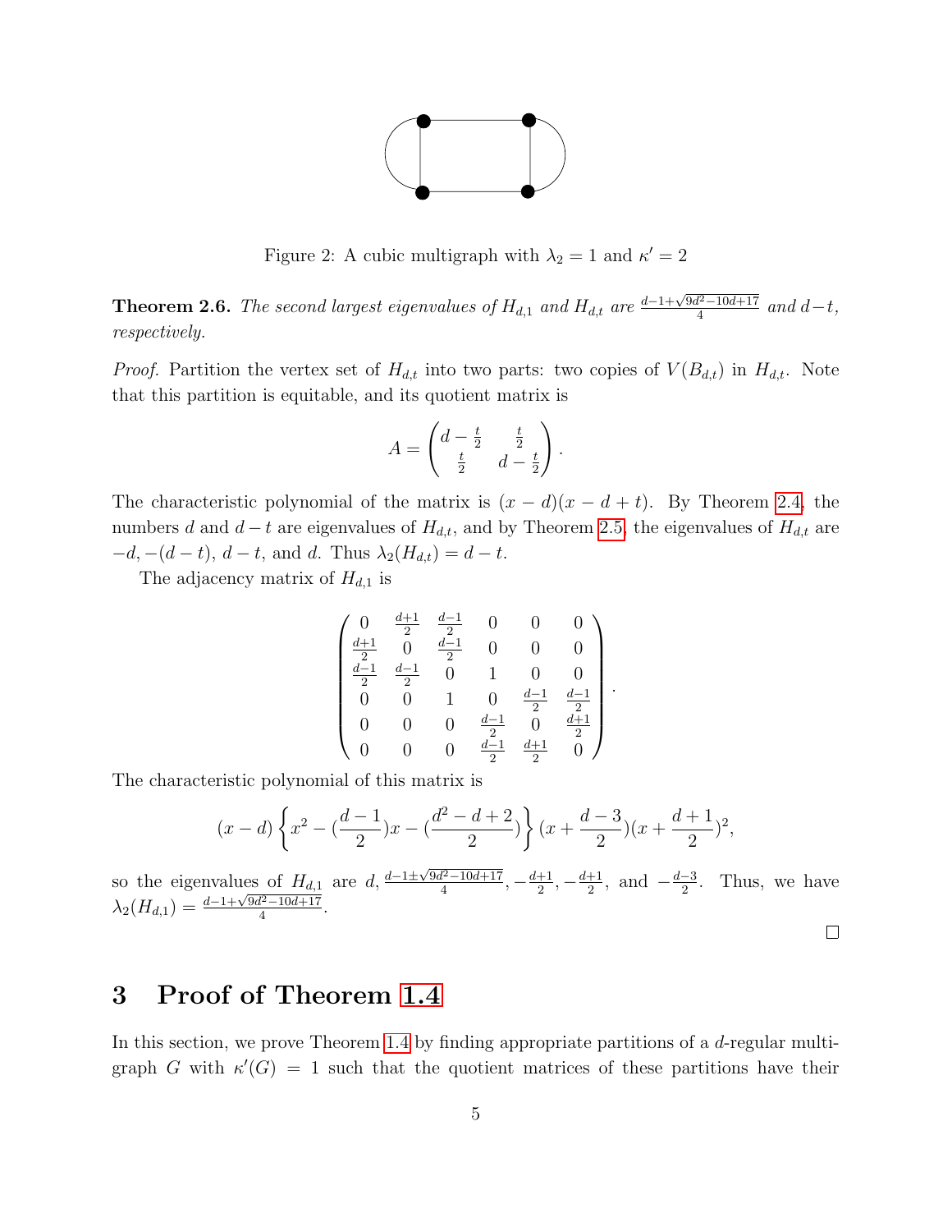Figure 2: A cubic multigraph with $\lambda_2 = 1$ and $\kappa' = 2$

**Theorem 2.6.** *The second largest eigenvalues of $H_{d,1}$ and $H_{d,t}$ are $\frac{d-1+\sqrt{9d^2-10d+17}}{4}$ and $d-t$, respectively.*

*Proof.* Partition the vertex set of $H_{d,t}$ into two parts: two copies of $V(B_{d,t})$ in $H_{d,t}$. Note that this partition is equitable, and its quotient matrix is

$$A = \begin{pmatrix} d - \frac{t}{2} & \frac{t}{2} \\ \frac{t}{2} & d - \frac{t}{2} \end{pmatrix}.$$

The characteristic polynomial of the matrix is $(x - d)(x - d + t)$. By Theorem 2.4, the numbers $d$ and $d - t$ are eigenvalues of $H_{d,t}$, and by Theorem 2.5, the eigenvalues of $H_{d,t}$ are $-d, -(d - t)$, $d - t$, and $d$. Thus $\lambda_2(H_{d,t}) = d - t$.

The adjacency matrix of $H_{d,1}$ is

$$\begin{pmatrix} 0 & \frac{d+1}{2} & \frac{d-1}{2} & 0 & 0 & 0 \\ \frac{d+1}{2} & 0 & \frac{d-1}{2} & 0 & 0 & 0 \\ \frac{d-1}{2} & \frac{d-1}{2} & 0 & 1 & 0 & 0 \\ 0 & 0 & 1 & 0 & \frac{d-1}{2} & \frac{d-1}{2} \\ 0 & 0 & 0 & \frac{d-1}{2} & 0 & \frac{d+1}{2} \\ 0 & 0 & 0 & \frac{d-1}{2} & \frac{d+1}{2} & 0 \end{pmatrix}.$$

The characteristic polynomial of this matrix is

$$(x - d)\left\{x^2 - (\frac{d-1}{2})x - (\frac{d^2 - d + 2}{2})\right\}(x + \frac{d-3}{2})(x + \frac{d+1}{2})^2,$$

so the eigenvalues of $H_{d,1}$ are $d, \frac{d-1\pm\sqrt{9d^2-10d+17}}{4}, -\frac{d+1}{2}, -\frac{d+1}{2}$, and $-\frac{d-3}{2}$. Thus, we have $\lambda_2(H_{d,1}) = \frac{d-1+\sqrt{9d^2-10d+17}}{4}$.

□

# 3 Proof of Theorem 1.4

In this section, we prove Theorem 1.4 by finding appropriate partitions of a $d$-regular multigraph $G$ with $\kappa'(G) = 1$ such that the quotient matrices of these partitions have their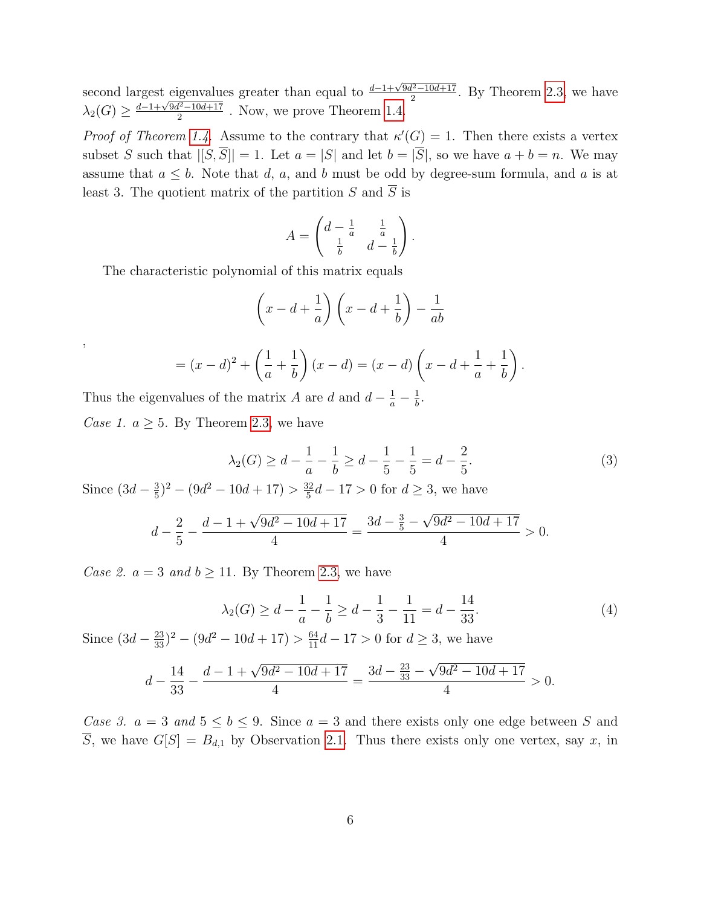second largest eigenvalues greater than equal to $\frac{d-1+\sqrt{9d^2-10d+17}}{2}$. By Theorem 2.3, we have $\lambda_2(G) \geq \frac{d-1+\sqrt{9d^2-10d+17}}{2}$ . Now, we prove Theorem 1.4.

*Proof of Theorem 1.4.* Assume to the contrary that $\kappa'(G) = 1$. Then there exists a vertex subset $S$ such that $|[S, \overline{S}]| = 1$. Let $a = |S|$ and let $b = |\overline{S}|$, so we have $a + b = n$. We may assume that $a \leq b$. Note that $d$, $a$, and $b$ must be odd by degree-sum formula, and $a$ is at least 3. The quotient matrix of the partition $S$ and $\overline{S}$ is

$$A = \begin{pmatrix} d - \frac{1}{a} & \frac{1}{a} \\ \frac{1}{b} & d - \frac{1}{b} \end{pmatrix}.$$

The characteristic polynomial of this matrix equals

$$\left(x - d + \frac{1}{a}\right)\left(x - d + \frac{1}{b}\right) - \frac{1}{ab}$$

,

$$= (x-d)^2 + \left(\frac{1}{a} + \frac{1}{b}\right)(x-d) = (x-d)\left(x - d + \frac{1}{a} + \frac{1}{b}\right).$$

Thus the eigenvalues of the matrix $A$ are $d$ and $d - \frac{1}{a} - \frac{1}{b}$.

*Case 1. $a \geq 5$.* By Theorem 2.3, we have

$$\lambda_2(G) \geq d - \frac{1}{a} - \frac{1}{b} \geq d - \frac{1}{5} - \frac{1}{5} = d - \frac{2}{5}. \tag{3}$$

Since $(3d - \frac{3}{5})^2 - (9d^2 - 10d + 17) > \frac{32}{5}d - 17 > 0$ for $d \geq 3$, we have

$$d - \frac{2}{5} - \frac{d - 1 + \sqrt{9d^2 - 10d + 17}}{4} = \frac{3d - \frac{3}{5} - \sqrt{9d^2 - 10d + 17}}{4} > 0.$$

*Case 2. $a = 3$ and $b \geq 11$.* By Theorem 2.3, we have

$$\lambda_2(G) \geq d - \frac{1}{a} - \frac{1}{b} \geq d - \frac{1}{3} - \frac{1}{11} = d - \frac{14}{33}. \tag{4}$$

Since $(3d - \frac{23}{33})^2 - (9d^2 - 10d + 17) > \frac{64}{11}d - 17 > 0$ for $d \geq 3$, we have

$$d - \frac{14}{33} - \frac{d - 1 + \sqrt{9d^2 - 10d + 17}}{4} = \frac{3d - \frac{23}{33} - \sqrt{9d^2 - 10d + 17}}{4} > 0.$$

*Case 3. $a = 3$ and $5 \leq b \leq 9$.* Since $a = 3$ and there exists only one edge between $S$ and $\overline{S}$, we have $G[S] = B_{d,1}$ by Observation 2.1. Thus there exists only one vertex, say $x$, in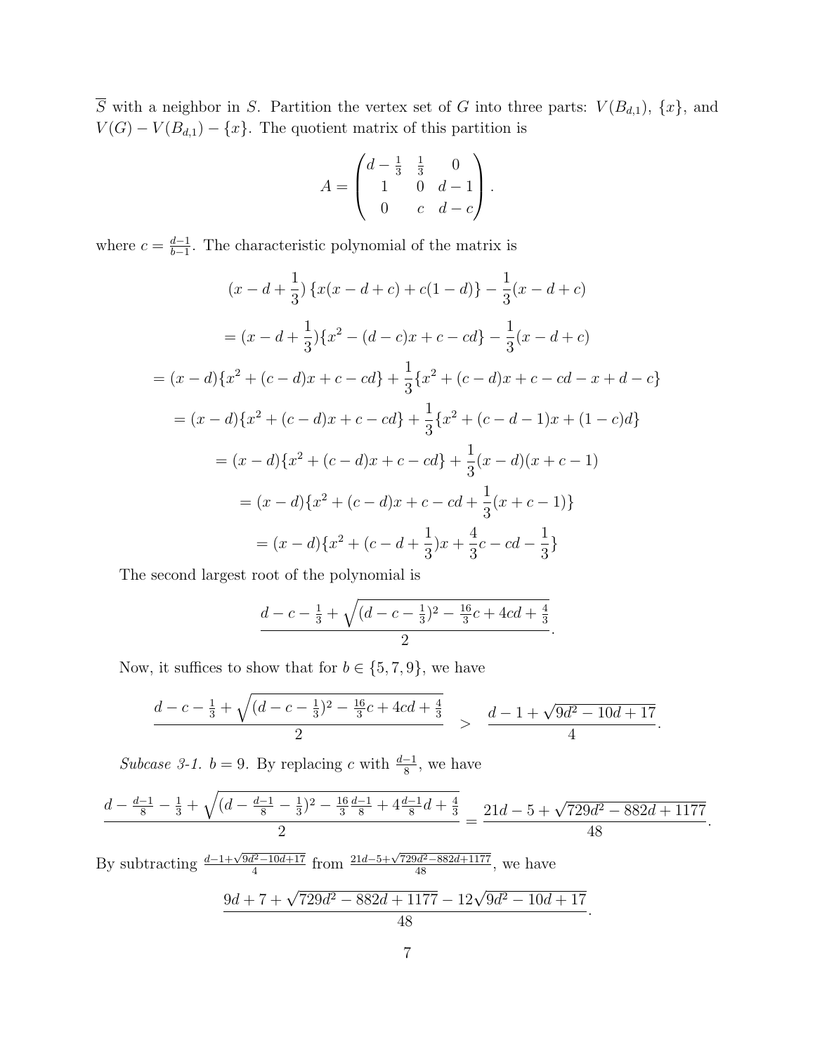$\overline{S}$ with a neighbor in $S$. Partition the vertex set of $G$ into three parts: $V(B_{d,1})$, $\{x\}$, and $V(G) - V(B_{d,1}) - \{x\}$. The quotient matrix of this partition is

$$A = \begin{pmatrix} d - \frac{1}{3} & \frac{1}{3} & 0 \\ 1 & 0 & d-1 \\ 0 & c & d-c \end{pmatrix}.$$

where $c = \frac{d-1}{b-1}$. The characteristic polynomial of the matrix is

$$(x - d + \frac{1}{3})\left\{x(x-d+c) + c(1-d)\right\} - \frac{1}{3}(x-d+c)$$

$$= (x-d+\frac{1}{3})\{x^2 - (d-c)x + c - cd\} - \frac{1}{3}(x-d+c)$$

$$= (x-d)\{x^2 + (c-d)x + c - cd\} + \frac{1}{3}\{x^2 + (c-d)x + c - cd - x + d - c\}$$

$$= (x-d)\{x^2 + (c-d)x + c - cd\} + \frac{1}{3}\{x^2 + (c-d-1)x + (1-c)d\}$$

$$= (x-d)\{x^2 + (c-d)x + c - cd\} + \frac{1}{3}(x-d)(x+c-1)$$

$$= (x-d)\{x^2 + (c-d)x + c - cd + \frac{1}{3}(x+c-1)\}$$

$$= (x-d)\{x^2 + (c-d+\frac{1}{3})x + \frac{4}{3}c - cd - \frac{1}{3}\}$$

The second largest root of the polynomial is

$$\frac{d - c - \frac{1}{3} + \sqrt{(d-c-\frac{1}{3})^2 - \frac{16}{3}c + 4cd + \frac{4}{3}}}{2}.$$

Now, it suffices to show that for $b \in \{5, 7, 9\}$, we have

$$\frac{d - c - \frac{1}{3} + \sqrt{(d-c-\frac{1}{3})^2 - \frac{16}{3}c + 4cd + \frac{4}{3}}}{2} \quad > \quad \frac{d - 1 + \sqrt{9d^2 - 10d + 17}}{4}.$$

*Subcase 3-1.* $b = 9$. By replacing $c$ with $\frac{d-1}{8}$, we have

$$\frac{d - \frac{d-1}{8} - \frac{1}{3} + \sqrt{(d - \frac{d-1}{8} - \frac{1}{3})^2 - \frac{16}{3}\frac{d-1}{8} + 4\frac{d-1}{8}d + \frac{4}{3}}}{2} = \frac{21d - 5 + \sqrt{729d^2 - 882d + 1177}}{48}.$$

By subtracting $\frac{d-1+\sqrt{9d^2-10d+17}}{4}$ from $\frac{21d-5+\sqrt{729d^2-882d+1177}}{48}$, we have

$$\frac{9d + 7 + \sqrt{729d^2 - 882d + 1177} - 12\sqrt{9d^2 - 10d + 17}}{48}.$$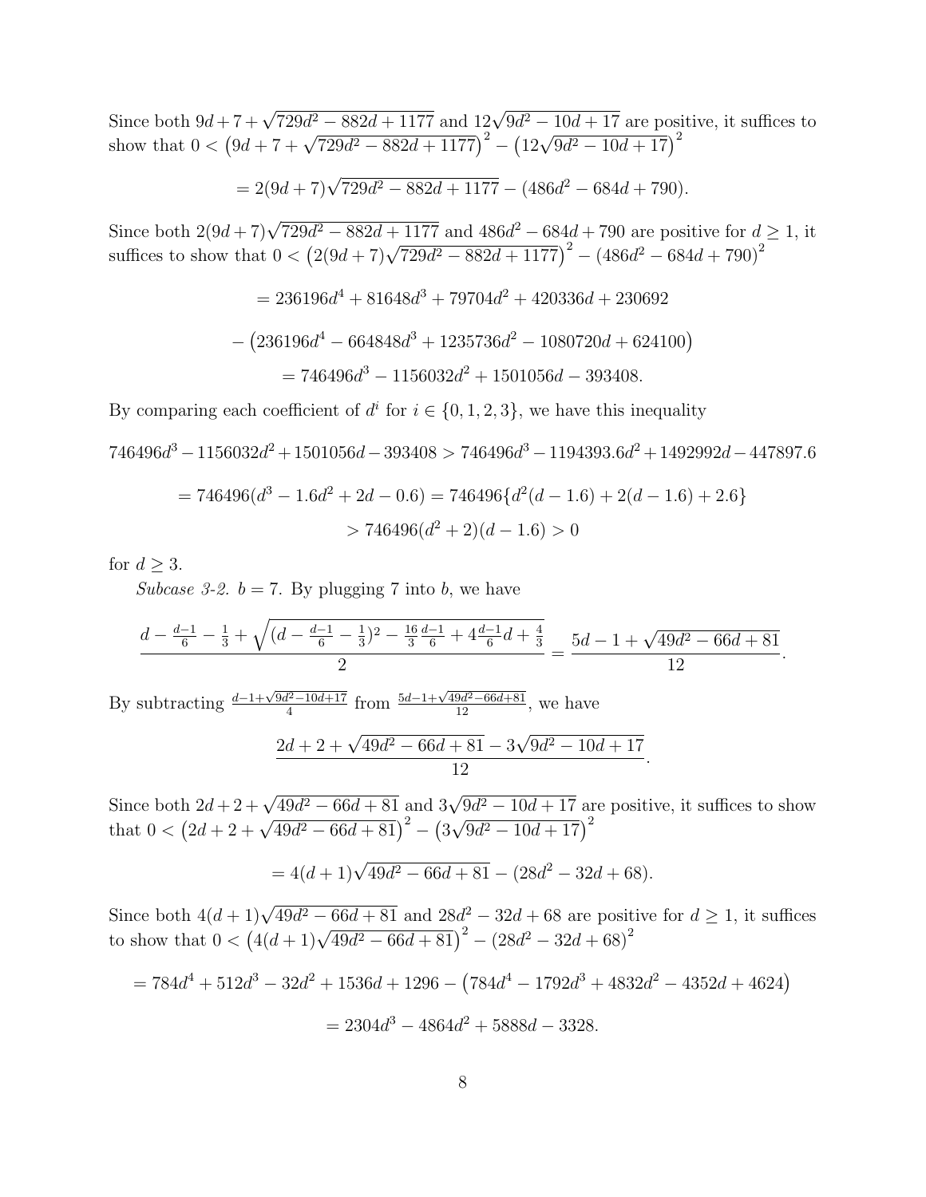Since both $9d+7+\sqrt{729d^2-882d+1177}$ and $12\sqrt{9d^2-10d+17}$ are positive, it suffices to show that $0 < \left(9d+7+\sqrt{729d^2-882d+1177}\right)^2 - \left(12\sqrt{9d^2-10d+17}\right)^2$

$$= 2(9d+7)\sqrt{729d^2-882d+1177} - (486d^2-684d+790).$$

Since both $2(9d+7)\sqrt{729d^2-882d+1177}$ and $486d^2-684d+790$ are positive for $d \geq 1$, it suffices to show that $0 < \left(2(9d+7)\sqrt{729d^2-882d+1177}\right)^2 - \left(486d^2-684d+790\right)^2$

$$= 236196d^4 + 81648d^3 + 79704d^2 + 420336d + 230692$$

$$- \left(236196d^4 - 664848d^3 + 1235736d^2 - 1080720d + 624100\right)$$

$$= 746496d^3 - 1156032d^2 + 1501056d - 393408.$$

By comparing each coefficient of $d^i$ for $i \in \{0,1,2,3\}$, we have this inequality

$$746496d^3 - 1156032d^2 + 1501056d - 393408 > 746496d^3 - 1194393.6d^2 + 1492992d - 447897.6$$

$$= 746496(d^3 - 1.6d^2 + 2d - 0.6) = 746496\{d^2(d-1.6) + 2(d-1.6) + 2.6\}$$

$$> 746496(d^2+2)(d-1.6) > 0$$

for $d \geq 3$.

*Subcase 3-2.* $b = 7$. By plugging 7 into $b$, we have

$$\frac{d - \frac{d-1}{6} - \frac{1}{3} + \sqrt{(d - \frac{d-1}{6} - \frac{1}{3})^2 - \frac{16}{3}\frac{d-1}{6} + 4\frac{d-1}{6}d + \frac{4}{3}}}{2} = \frac{5d - 1 + \sqrt{49d^2 - 66d + 81}}{12}.$$

By subtracting $\frac{d-1+\sqrt{9d^2-10d+17}}{4}$ from $\frac{5d-1+\sqrt{49d^2-66d+81}}{12}$, we have

$$\frac{2d + 2 + \sqrt{49d^2-66d+81} - 3\sqrt{9d^2-10d+17}}{12}.$$

Since both $2d+2+\sqrt{49d^2-66d+81}$ and $3\sqrt{9d^2-10d+17}$ are positive, it suffices to show that $0 < \left(2d+2+\sqrt{49d^2-66d+81}\right)^2 - \left(3\sqrt{9d^2-10d+17}\right)^2$

$$= 4(d+1)\sqrt{49d^2-66d+81} - (28d^2-32d+68).$$

Since both $4(d+1)\sqrt{49d^2-66d+81}$ and $28d^2-32d+68$ are positive for $d \geq 1$, it suffices to show that $0 < \left(4(d+1)\sqrt{49d^2-66d+81}\right)^2 - \left(28d^2-32d+68\right)^2$

$$= 784d^4 + 512d^3 - 32d^2 + 1536d + 1296 - \left(784d^4 - 1792d^3 + 4832d^2 - 4352d + 4624\right)$$

$$= 2304d^3 - 4864d^2 + 5888d - 3328.$$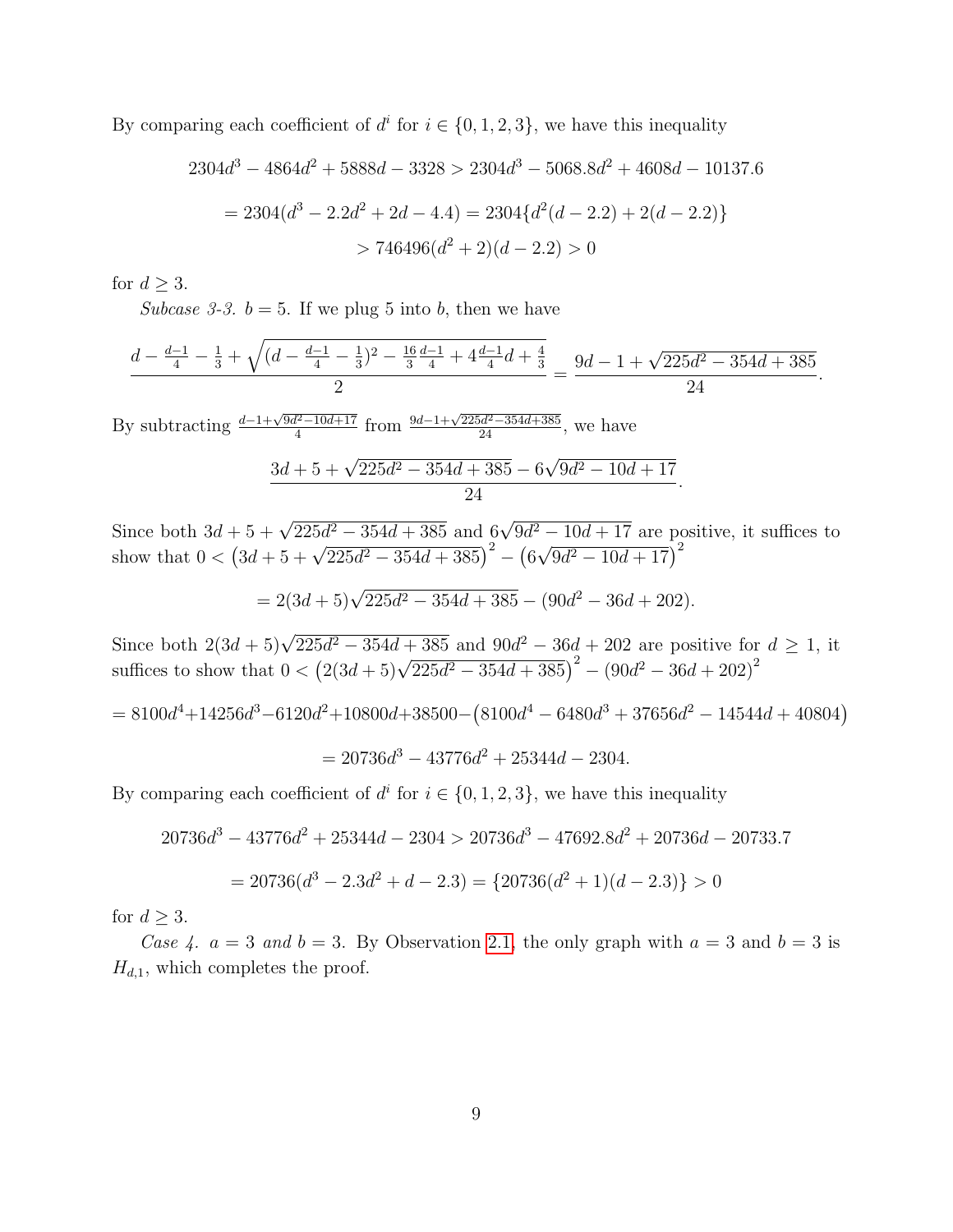By comparing each coefficient of $d^i$ for $i \in \{0, 1, 2, 3\}$, we have this inequality

$$2304d^3 - 4864d^2 + 5888d - 3328 > 2304d^3 - 5068.8d^2 + 4608d - 10137.6$$

$$= 2304(d^3 - 2.2d^2 + 2d - 4.4) = 2304\{d^2(d - 2.2) + 2(d - 2.2)\}$$

$$> 746496(d^2 + 2)(d - 2.2) > 0$$

for $d \geq 3$.

*Subcase 3-3.* $b = 5$. If we plug 5 into $b$, then we have

$$\frac{d - \frac{d-1}{4} - \frac{1}{3} + \sqrt{(d - \frac{d-1}{4} - \frac{1}{3})^2 - \frac{16}{3}\frac{d-1}{4} + 4\frac{d-1}{4}d + \frac{4}{3}}}{2} = \frac{9d - 1 + \sqrt{225d^2 - 354d + 385}}{24}.$$

By subtracting $\frac{d-1+\sqrt{9d^2-10d+17}}{4}$ from $\frac{9d-1+\sqrt{225d^2-354d+385}}{24}$, we have

$$\frac{3d + 5 + \sqrt{225d^2 - 354d + 385} - 6\sqrt{9d^2 - 10d + 17}}{24}.$$

Since both $3d + 5 + \sqrt{225d^2 - 354d + 385}$ and $6\sqrt{9d^2 - 10d + 17}$ are positive, it suffices to show that $0 < \left(3d + 5 + \sqrt{225d^2 - 354d + 385}\right)^2 - \left(6\sqrt{9d^2 - 10d + 17}\right)^2$

$$= 2(3d + 5)\sqrt{225d^2 - 354d + 385} - (90d^2 - 36d + 202).$$

Since both $2(3d + 5)\sqrt{225d^2 - 354d + 385}$ and $90d^2 - 36d + 202$ are positive for $d \geq 1$, it suffices to show that $0 < \left(2(3d + 5)\sqrt{225d^2 - 354d + 385}\right)^2 - (90d^2 - 36d + 202)^2$

$$= 8100d^4 + 14256d^3 - 6120d^2 + 10800d + 38500 - \left(8100d^4 - 6480d^3 + 37656d^2 - 14544d + 40804\right)$$

$$= 20736d^3 - 43776d^2 + 25344d - 2304.$$

By comparing each coefficient of $d^i$ for $i \in \{0, 1, 2, 3\}$, we have this inequality

$$20736d^3 - 43776d^2 + 25344d - 2304 > 20736d^3 - 47692.8d^2 + 20736d - 20733.7$$

$$= 20736(d^3 - 2.3d^2 + d - 2.3) = \{20736(d^2 + 1)(d - 2.3)\} > 0$$

for $d \geq 3$.

*Case 4. $a = 3$ and $b = 3$.* By Observation 2.1, the only graph with $a = 3$ and $b = 3$ is $H_{d,1}$, which completes the proof.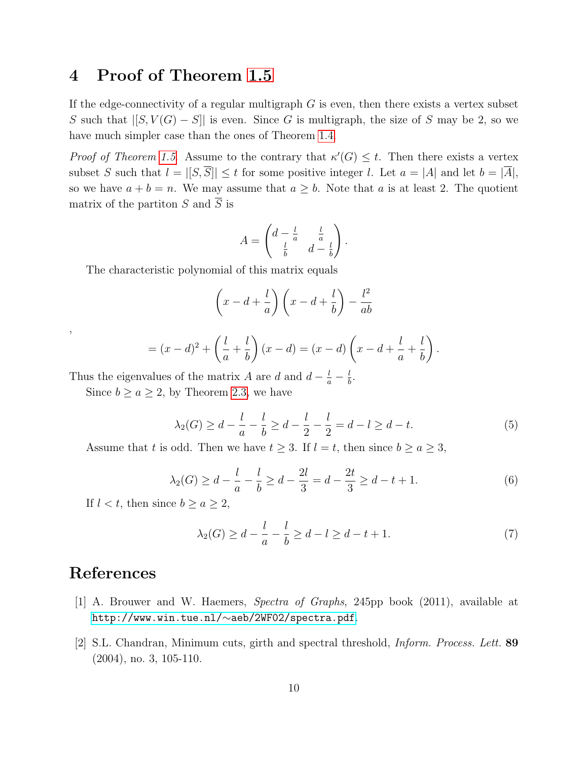## 4 Proof of Theorem 1.5

If the edge-connectivity of a regular multigraph $G$ is even, then there exists a vertex subset $S$ such that $|[S, V(G) - S]|$ is even. Since $G$ is multigraph, the size of $S$ may be 2, so we have much simpler case than the ones of Theorem 1.4.

*Proof of Theorem 1.5.* Assume to the contrary that $\kappa'(G) \leq t$. Then there exists a vertex subset $S$ such that $l = |[S, \overline{S}]| \leq t$ for some positive integer $l$. Let $a = |A|$ and let $b = |\overline{A}|$, so we have $a + b = n$. We may assume that $a \geq b$. Note that $a$ is at least 2. The quotient matrix of the partiton $S$ and $\overline{S}$ is

$$A = \begin{pmatrix} d - \frac{l}{a} & \frac{l}{a} \\ \frac{l}{b} & d - \frac{l}{b} \end{pmatrix}.$$

The characteristic polynomial of this matrix equals

$$\left(x - d + \frac{l}{a}\right)\left(x - d + \frac{l}{b}\right) - \frac{l^2}{ab}$$

,

$$= (x-d)^2 + \left(\frac{l}{a} + \frac{l}{b}\right)(x-d) = (x-d)\left(x - d + \frac{l}{a} + \frac{l}{b}\right).$$

Thus the eigenvalues of the matrix $A$ are $d$ and $d - \frac{l}{a} - \frac{l}{b}$.

Since $b \geq a \geq 2$, by Theorem 2.3, we have

$$\lambda_2(G) \geq d - \frac{l}{a} - \frac{l}{b} \geq d - \frac{l}{2} - \frac{l}{2} = d - l \geq d - t. \tag{5}$$

Assume that $t$ is odd. Then we have $t \geq 3$. If $l = t$, then since $b \geq a \geq 3$,

$$\lambda_2(G) \geq d - \frac{l}{a} - \frac{l}{b} \geq d - \frac{2l}{3} = d - \frac{2t}{3} \geq d - t + 1. \tag{6}$$

If $l < t$, then since $b \geq a \geq 2$,

$$\lambda_2(G) \geq d - \frac{l}{a} - \frac{l}{b} \geq d - l \geq d - t + 1. \tag{7}$$

## References

[1] A. Brouwer and W. Haemers, *Spectra of Graphs*, 245pp book (2011), available at http://www.win.tue.nl/∼aeb/2WF02/spectra.pdf.

[2] S.L. Chandran, Minimum cuts, girth and spectral threshold, *Inform. Process. Lett.* **89** (2004), no. 3, 105-110.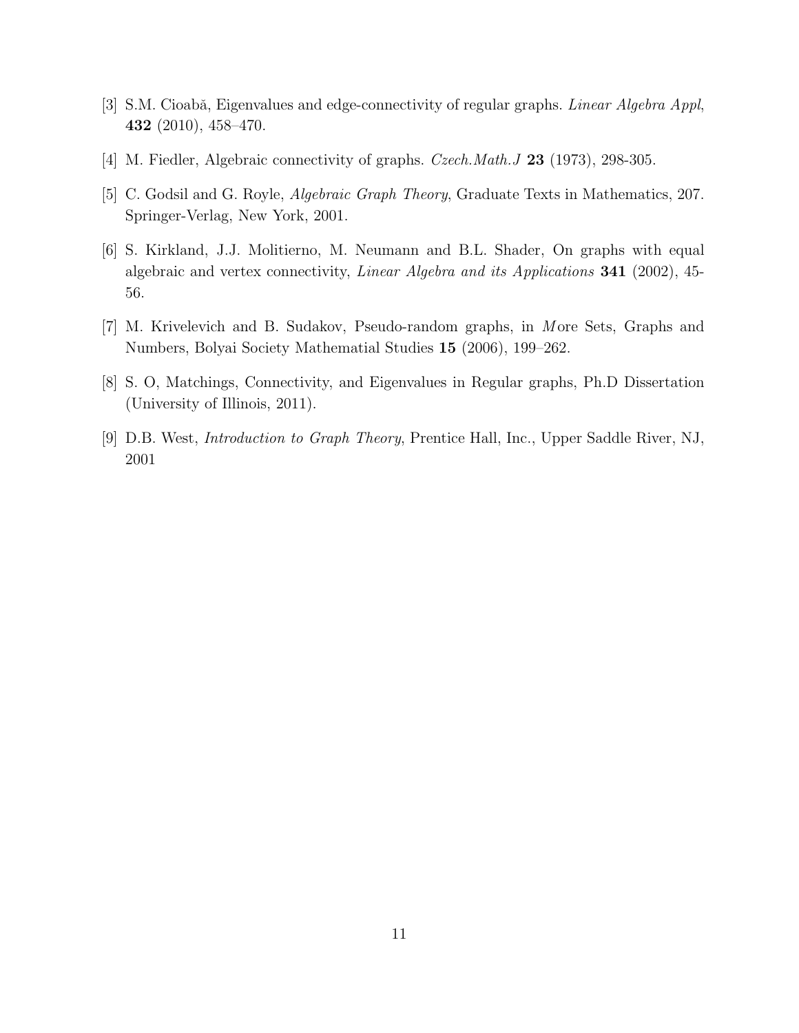[3] S.M. Cioabă, Eigenvalues and edge-connectivity of regular graphs. *Linear Algebra Appl*, **432** (2010), 458–470.

[4] M. Fiedler, Algebraic connectivity of graphs. *Czech.Math.J* **23** (1973), 298-305.

[5] C. Godsil and G. Royle, *Algebraic Graph Theory*, Graduate Texts in Mathematics, 207. Springer-Verlag, New York, 2001.

[6] S. Kirkland, J.J. Molitierno, M. Neumann and B.L. Shader, On graphs with equal algebraic and vertex connectivity, *Linear Algebra and its Applications* **341** (2002), 45-56.

[7] M. Krivelevich and B. Sudakov, Pseudo-random graphs, in *M*ore Sets, Graphs and Numbers, Bolyai Society Mathematial Studies **15** (2006), 199–262.

[8] S. O, Matchings, Connectivity, and Eigenvalues in Regular graphs, Ph.D Dissertation (University of Illinois, 2011).

[9] D.B. West, *Introduction to Graph Theory*, Prentice Hall, Inc., Upper Saddle River, NJ, 2001